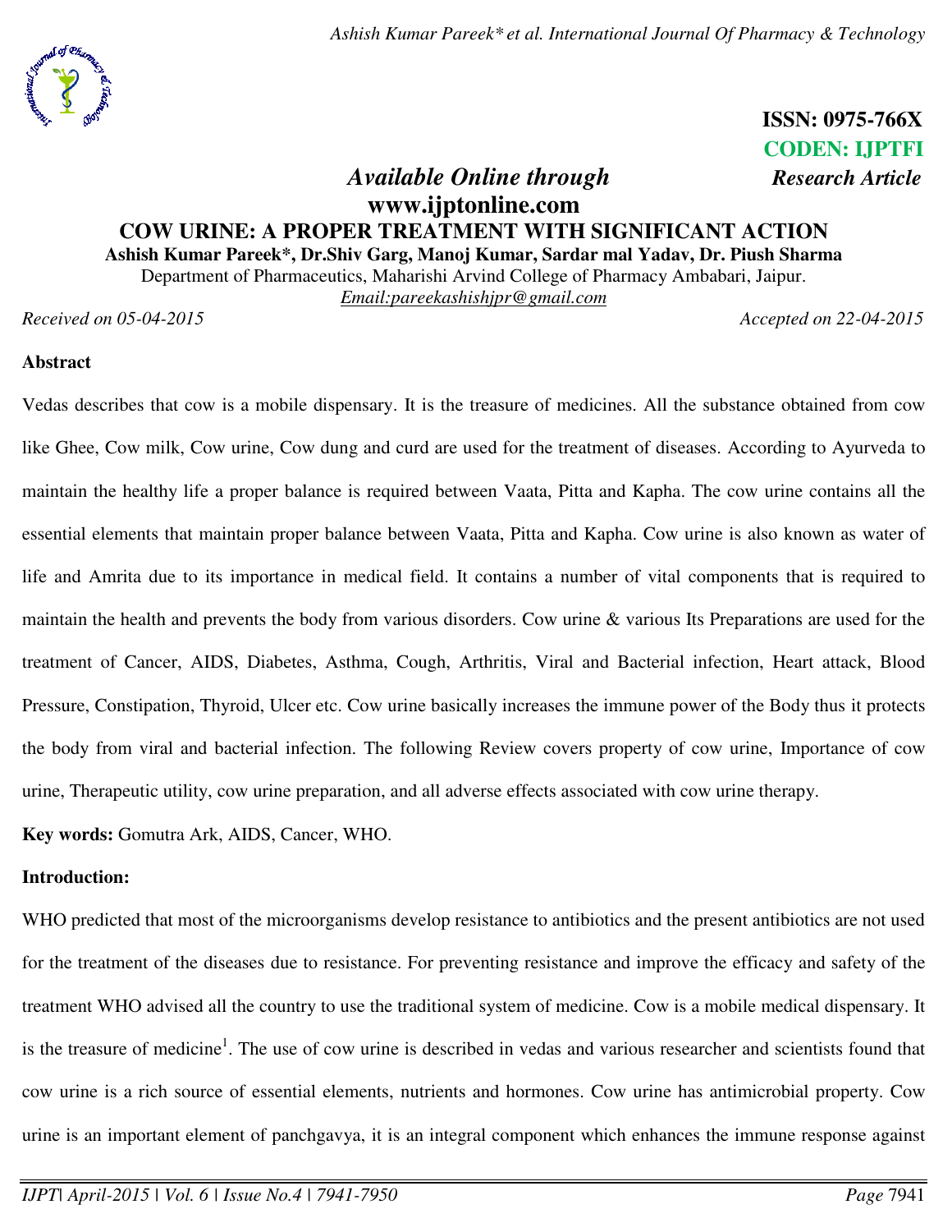ISSN: 0975-766X
CODEN: IJPTFI

*Available Online through* *Research Article*

**www.ijptonline.com**

# COW URINE: A PROPER TREATMENT WITH SIGNIFICANT ACTION

**Ashish Kumar Pareek*, Dr.Shiv Garg, Manoj Kumar, Sardar mal Yadav, Dr. Piush Sharma**

Department of Pharmaceutics, Maharishi Arvind College of Pharmacy Ambabari, Jaipur.

Email:pareekashishjpr@gmail.com

*Received on 05-04-2015* *Accepted on 22-04-2015*

## Abstract

Vedas describes that cow is a mobile dispensary. It is the treasure of medicines. All the substance obtained from cow like Ghee, Cow milk, Cow urine, Cow dung and curd are used for the treatment of diseases. According to Ayurveda to maintain the healthy life a proper balance is required between Vaata, Pitta and Kapha. The cow urine contains all the essential elements that maintain proper balance between Vaata, Pitta and Kapha. Cow urine is also known as water of life and Amrita due to its importance in medical field. It contains a number of vital components that is required to maintain the health and prevents the body from various disorders. Cow urine & various Its Preparations are used for the treatment of Cancer, AIDS, Diabetes, Asthma, Cough, Arthritis, Viral and Bacterial infection, Heart attack, Blood Pressure, Constipation, Thyroid, Ulcer etc. Cow urine basically increases the immune power of the Body thus it protects the body from viral and bacterial infection. The following Review covers property of cow urine, Importance of cow urine, Therapeutic utility, cow urine preparation, and all adverse effects associated with cow urine therapy.

**Key words:** Gomutra Ark, AIDS, Cancer, WHO.

## Introduction:

WHO predicted that most of the microorganisms develop resistance to antibiotics and the present antibiotics are not used for the treatment of the diseases due to resistance. For preventing resistance and improve the efficacy and safety of the treatment WHO advised all the country to use the traditional system of medicine. Cow is a mobile medical dispensary. It is the treasure of medicine[1]. The use of cow urine is described in vedas and various researcher and scientists found that cow urine is a rich source of essential elements, nutrients and hormones. Cow urine has antimicrobial property. Cow urine is an important element of panchgavya, it is an integral component which enhances the immune response against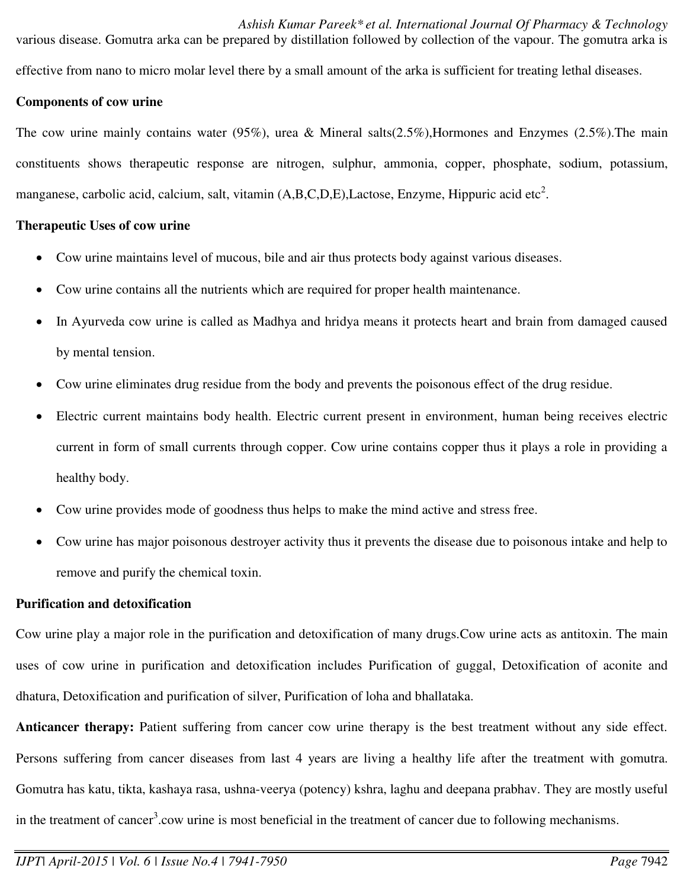various disease. Gomutra arka can be prepared by distillation followed by collection of the vapour. The gomutra arka is effective from nano to micro molar level there by a small amount of the arka is sufficient for treating lethal diseases.

**Components of cow urine**

The cow urine mainly contains water (95%), urea & Mineral salts(2.5%),Hormones and Enzymes (2.5%).The main constituents shows therapeutic response are nitrogen, sulphur, ammonia, copper, phosphate, sodium, potassium, manganese, carbolic acid, calcium, salt, vitamin (A,B,C,D,E),Lactose, Enzyme, Hippuric acid etc[2].

**Therapeutic Uses of cow urine**

- Cow urine maintains level of mucous, bile and air thus protects body against various diseases.
- Cow urine contains all the nutrients which are required for proper health maintenance.
- In Ayurveda cow urine is called as Madhya and hridya means it protects heart and brain from damaged caused by mental tension.
- Cow urine eliminates drug residue from the body and prevents the poisonous effect of the drug residue.
- Electric current maintains body health. Electric current present in environment, human being receives electric current in form of small currents through copper. Cow urine contains copper thus it plays a role in providing a healthy body.
- Cow urine provides mode of goodness thus helps to make the mind active and stress free.
- Cow urine has major poisonous destroyer activity thus it prevents the disease due to poisonous intake and help to remove and purify the chemical toxin.

**Purification and detoxification**

Cow urine play a major role in the purification and detoxification of many drugs.Cow urine acts as antitoxin. The main uses of cow urine in purification and detoxification includes Purification of guggal, Detoxification of aconite and dhatura, Detoxification and purification of silver, Purification of loha and bhallataka.

**Anticancer therapy:** Patient suffering from cancer cow urine therapy is the best treatment without any side effect. Persons suffering from cancer diseases from last 4 years are living a healthy life after the treatment with gomutra. Gomutra has katu, tikta, kashaya rasa, ushna-veerya (potency) kshra, laghu and deepana prabhav. They are mostly useful in the treatment of cancer[3].cow urine is most beneficial in the treatment of cancer due to following mechanisms.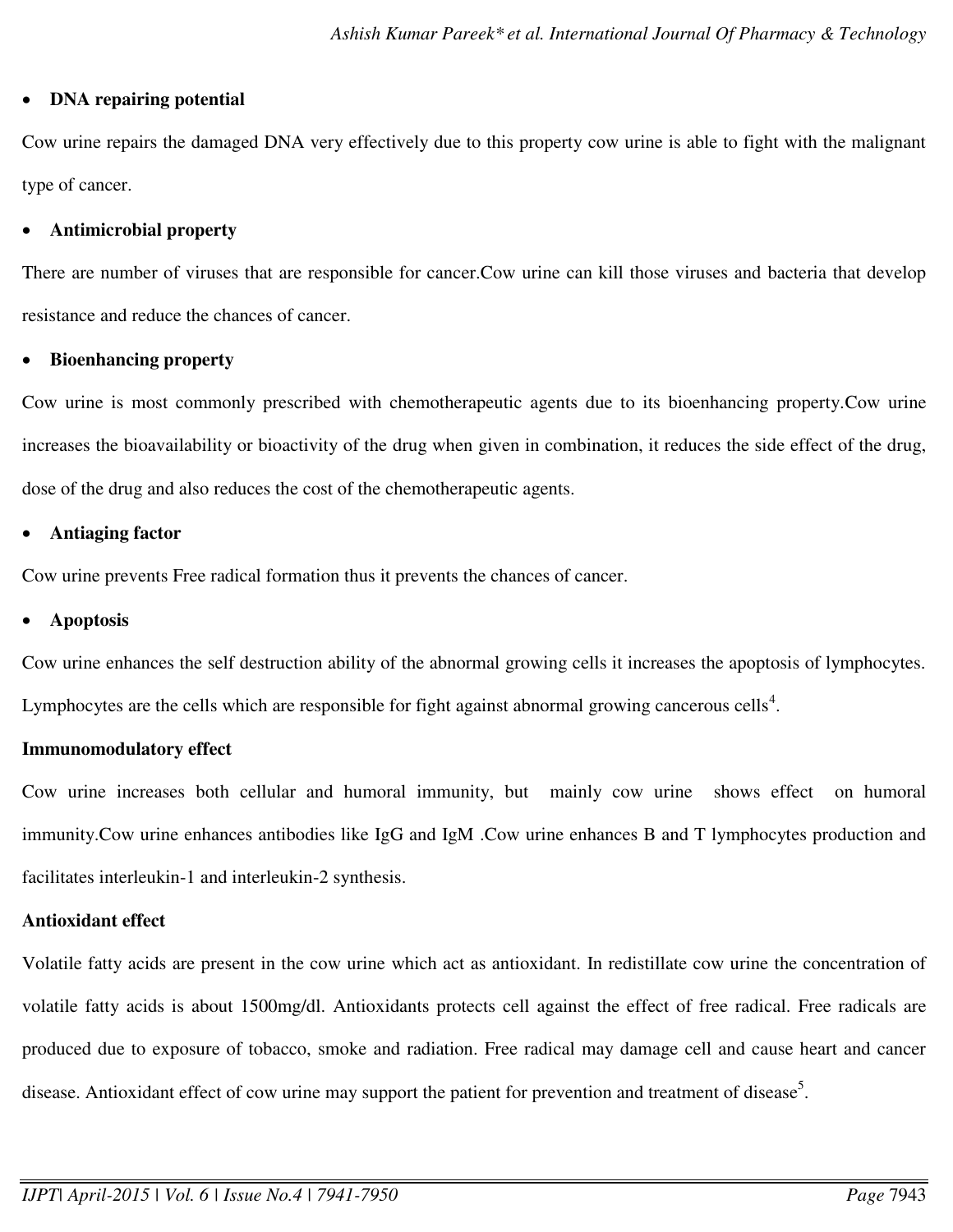- **DNA repairing potential**

Cow urine repairs the damaged DNA very effectively due to this property cow urine is able to fight with the malignant type of cancer.

- **Antimicrobial property**

There are number of viruses that are responsible for cancer.Cow urine can kill those viruses and bacteria that develop resistance and reduce the chances of cancer.

- **Bioenhancing property**

Cow urine is most commonly prescribed with chemotherapeutic agents due to its bioenhancing property.Cow urine increases the bioavailability or bioactivity of the drug when given in combination, it reduces the side effect of the drug, dose of the drug and also reduces the cost of the chemotherapeutic agents.

- **Antiaging factor**

Cow urine prevents Free radical formation thus it prevents the chances of cancer.

- **Apoptosis**

Cow urine enhances the self destruction ability of the abnormal growing cells it increases the apoptosis of lymphocytes. Lymphocytes are the cells which are responsible for fight against abnormal growing cancerous cells[4].

**Immunomodulatory effect**

Cow urine increases both cellular and humoral immunity, but mainly cow urine shows effect on humoral immunity.Cow urine enhances antibodies like IgG and IgM .Cow urine enhances B and T lymphocytes production and facilitates interleukin-1 and interleukin-2 synthesis.

**Antioxidant effect**

Volatile fatty acids are present in the cow urine which act as antioxidant. In redistillate cow urine the concentration of volatile fatty acids is about 1500mg/dl. Antioxidants protects cell against the effect of free radical. Free radicals are produced due to exposure of tobacco, smoke and radiation. Free radical may damage cell and cause heart and cancer disease. Antioxidant effect of cow urine may support the patient for prevention and treatment of disease[5].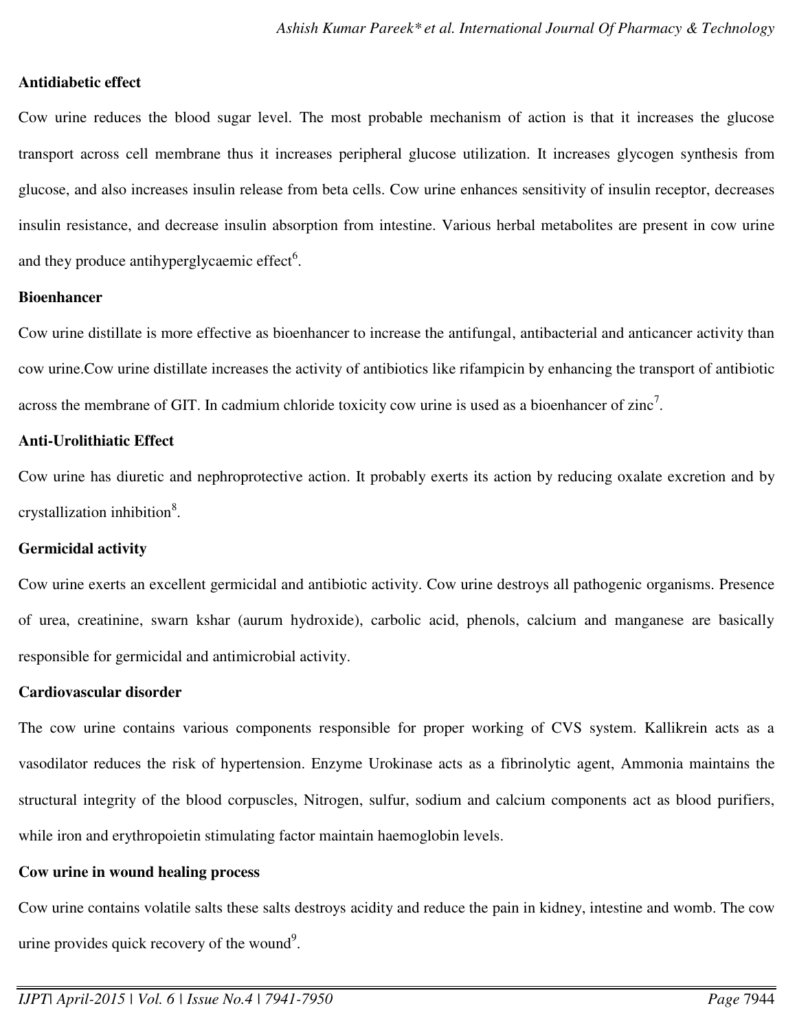**Antidiabetic effect**

Cow urine reduces the blood sugar level. The most probable mechanism of action is that it increases the glucose transport across cell membrane thus it increases peripheral glucose utilization. It increases glycogen synthesis from glucose, and also increases insulin release from beta cells. Cow urine enhances sensitivity of insulin receptor, decreases insulin resistance, and decrease insulin absorption from intestine. Various herbal metabolites are present in cow urine and they produce antihyperglycaemic effect[6].

**Bioenhancer**

Cow urine distillate is more effective as bioenhancer to increase the antifungal, antibacterial and anticancer activity than cow urine.Cow urine distillate increases the activity of antibiotics like rifampicin by enhancing the transport of antibiotic across the membrane of GIT. In cadmium chloride toxicity cow urine is used as a bioenhancer of zinc[7].

**Anti-Urolithiatic Effect**

Cow urine has diuretic and nephroprotective action. It probably exerts its action by reducing oxalate excretion and by crystallization inhibition[8].

**Germicidal activity**

Cow urine exerts an excellent germicidal and antibiotic activity. Cow urine destroys all pathogenic organisms. Presence of urea, creatinine, swarn kshar (aurum hydroxide), carbolic acid, phenols, calcium and manganese are basically responsible for germicidal and antimicrobial activity.

**Cardiovascular disorder**

The cow urine contains various components responsible for proper working of CVS system. Kallikrein acts as a vasodilator reduces the risk of hypertension. Enzyme Urokinase acts as a fibrinolytic agent, Ammonia maintains the structural integrity of the blood corpuscles, Nitrogen, sulfur, sodium and calcium components act as blood purifiers, while iron and erythropoietin stimulating factor maintain haemoglobin levels.

**Cow urine in wound healing process**

Cow urine contains volatile salts these salts destroys acidity and reduce the pain in kidney, intestine and womb. The cow urine provides quick recovery of the wound[9].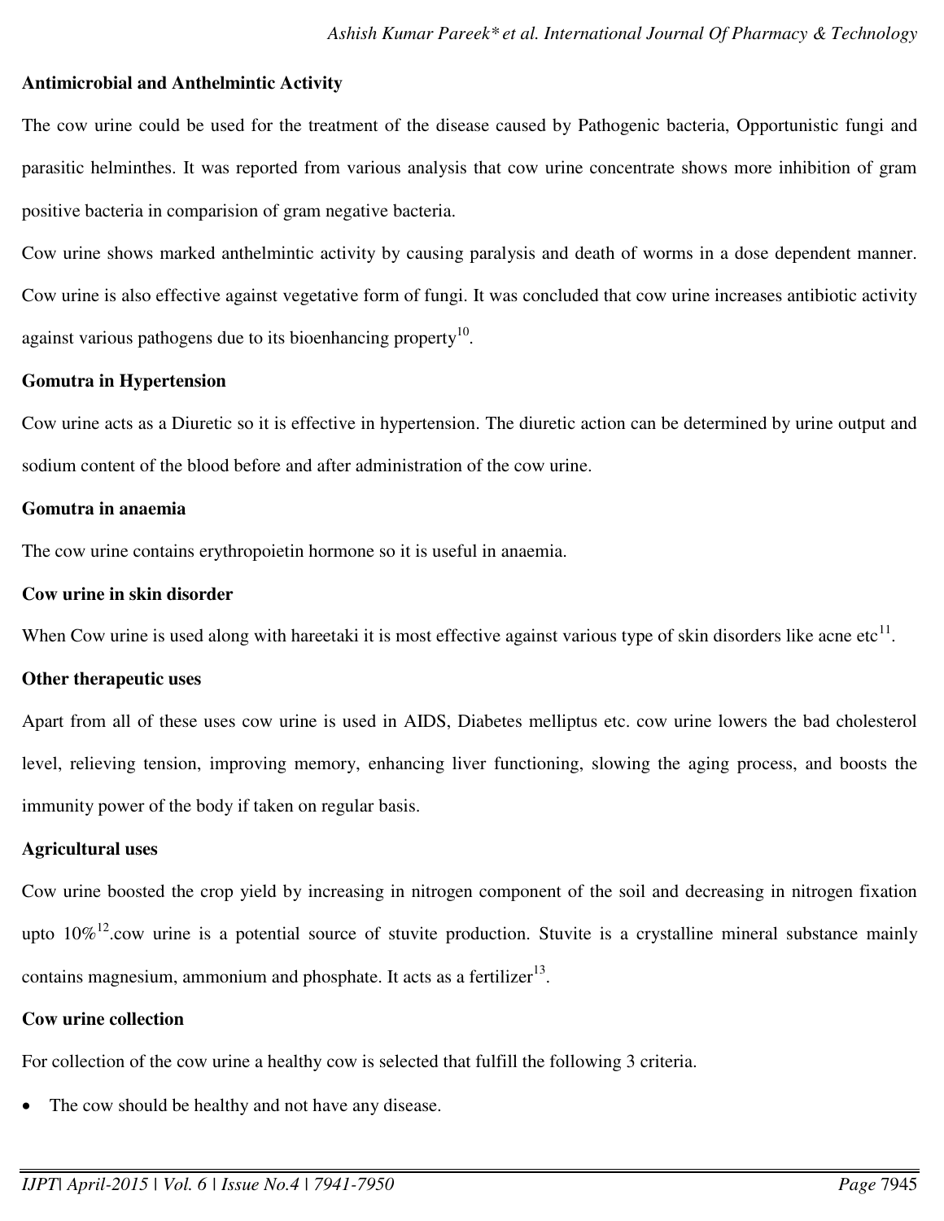**Antimicrobial and Anthelmintic Activity**

The cow urine could be used for the treatment of the disease caused by Pathogenic bacteria, Opportunistic fungi and parasitic helminthes. It was reported from various analysis that cow urine concentrate shows more inhibition of gram positive bacteria in comparision of gram negative bacteria.

Cow urine shows marked anthelmintic activity by causing paralysis and death of worms in a dose dependent manner. Cow urine is also effective against vegetative form of fungi. It was concluded that cow urine increases antibiotic activity against various pathogens due to its bioenhancing property[10].

**Gomutra in Hypertension**

Cow urine acts as a Diuretic so it is effective in hypertension. The diuretic action can be determined by urine output and sodium content of the blood before and after administration of the cow urine.

**Gomutra in anaemia**

The cow urine contains erythropoietin hormone so it is useful in anaemia.

**Cow urine in skin disorder**

When Cow urine is used along with hareetaki it is most effective against various type of skin disorders like acne etc[11].

**Other therapeutic uses**

Apart from all of these uses cow urine is used in AIDS, Diabetes melliptus etc. cow urine lowers the bad cholesterol level, relieving tension, improving memory, enhancing liver functioning, slowing the aging process, and boosts the immunity power of the body if taken on regular basis.

**Agricultural uses**

Cow urine boosted the crop yield by increasing in nitrogen component of the soil and decreasing in nitrogen fixation upto 10%[12].cow urine is a potential source of stuvite production. Stuvite is a crystalline mineral substance mainly contains magnesium, ammonium and phosphate. It acts as a fertilizer[13].

**Cow urine collection**

For collection of the cow urine a healthy cow is selected that fulfill the following 3 criteria.

- The cow should be healthy and not have any disease.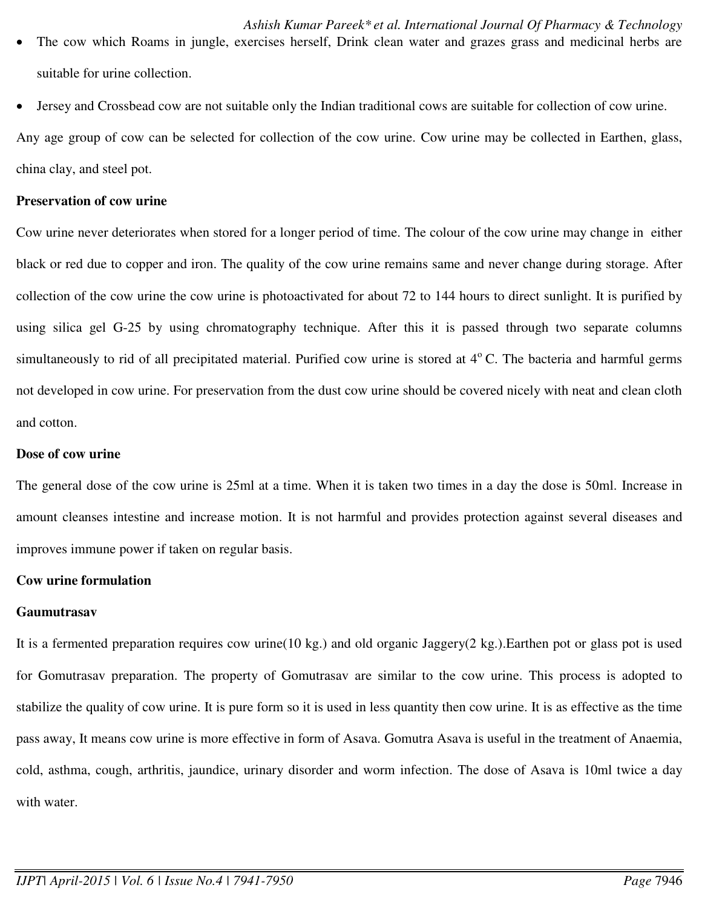- The cow which Roams in jungle, exercises herself, Drink clean water and grazes grass and medicinal herbs are suitable for urine collection.
- Jersey and Crossbead cow are not suitable only the Indian traditional cows are suitable for collection of cow urine.

Any age group of cow can be selected for collection of the cow urine. Cow urine may be collected in Earthen, glass, china clay, and steel pot.

**Preservation of cow urine**

Cow urine never deteriorates when stored for a longer period of time. The colour of the cow urine may change in either black or red due to copper and iron. The quality of the cow urine remains same and never change during storage. After collection of the cow urine the cow urine is photoactivated for about 72 to 144 hours to direct sunlight. It is purified by using silica gel G-25 by using chromatography technique. After this it is passed through two separate columns simultaneously to rid of all precipitated material. Purified cow urine is stored at $4^{o}$ C. The bacteria and harmful germs not developed in cow urine. For preservation from the dust cow urine should be covered nicely with neat and clean cloth and cotton.

**Dose of cow urine**

The general dose of the cow urine is 25ml at a time. When it is taken two times in a day the dose is 50ml. Increase in amount cleanses intestine and increase motion. It is not harmful and provides protection against several diseases and improves immune power if taken on regular basis.

**Cow urine formulation**

**Gaumutrasav**

It is a fermented preparation requires cow urine(10 kg.) and old organic Jaggery(2 kg.).Earthen pot or glass pot is used for Gomutrasav preparation. The property of Gomutrasav are similar to the cow urine. This process is adopted to stabilize the quality of cow urine. It is pure form so it is used in less quantity then cow urine. It is as effective as the time pass away, It means cow urine is more effective in form of Asava. Gomutra Asava is useful in the treatment of Anaemia, cold, asthma, cough, arthritis, jaundice, urinary disorder and worm infection. The dose of Asava is 10ml twice a day with water.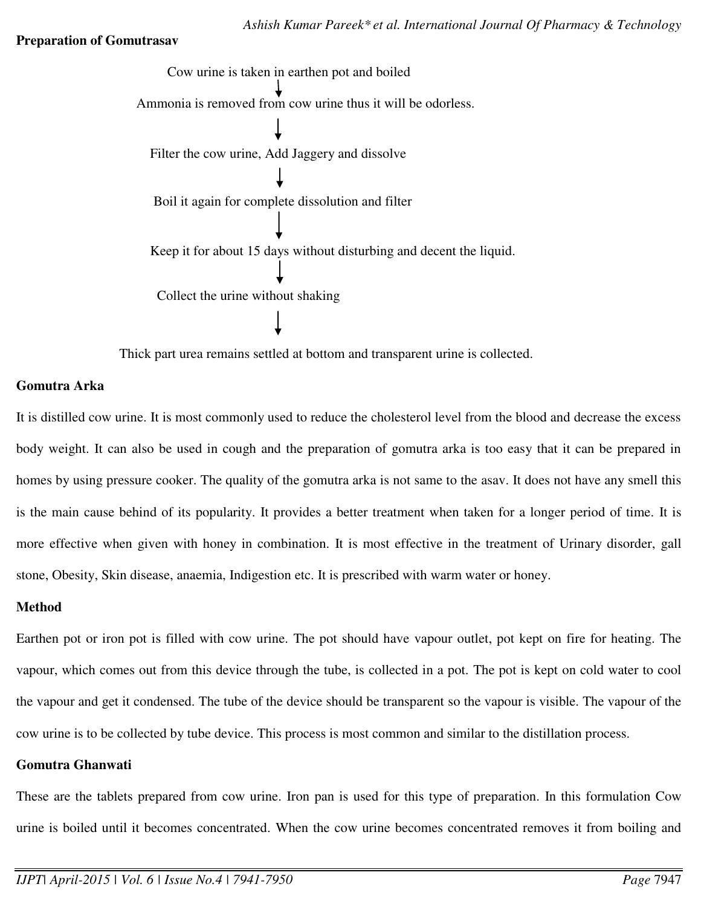**Preparation of Gomutrasav**

Cow urine is taken in earthen pot and boiled

↓

Ammonia is removed from cow urine thus it will be odorless.

↓

Filter the cow urine, Add Jaggery and dissolve

↓

Boil it again for complete dissolution and filter

↓

Keep it for about 15 days without disturbing and decent the liquid.

↓

Collect the urine without shaking

↓

Thick part urea remains settled at bottom and transparent urine is collected.

**Gomutra Arka**

It is distilled cow urine. It is most commonly used to reduce the cholesterol level from the blood and decrease the excess body weight. It can also be used in cough and the preparation of gomutra arka is too easy that it can be prepared in homes by using pressure cooker. The quality of the gomutra arka is not same to the asav. It does not have any smell this is the main cause behind of its popularity. It provides a better treatment when taken for a longer period of time. It is more effective when given with honey in combination. It is most effective in the treatment of Urinary disorder, gall stone, Obesity, Skin disease, anaemia, Indigestion etc. It is prescribed with warm water or honey.

**Method**

Earthen pot or iron pot is filled with cow urine. The pot should have vapour outlet, pot kept on fire for heating. The vapour, which comes out from this device through the tube, is collected in a pot. The pot is kept on cold water to cool the vapour and get it condensed. The tube of the device should be transparent so the vapour is visible. The vapour of the cow urine is to be collected by tube device. This process is most common and similar to the distillation process.

**Gomutra Ghanwati**

These are the tablets prepared from cow urine. Iron pan is used for this type of preparation. In this formulation Cow urine is boiled until it becomes concentrated. When the cow urine becomes concentrated removes it from boiling and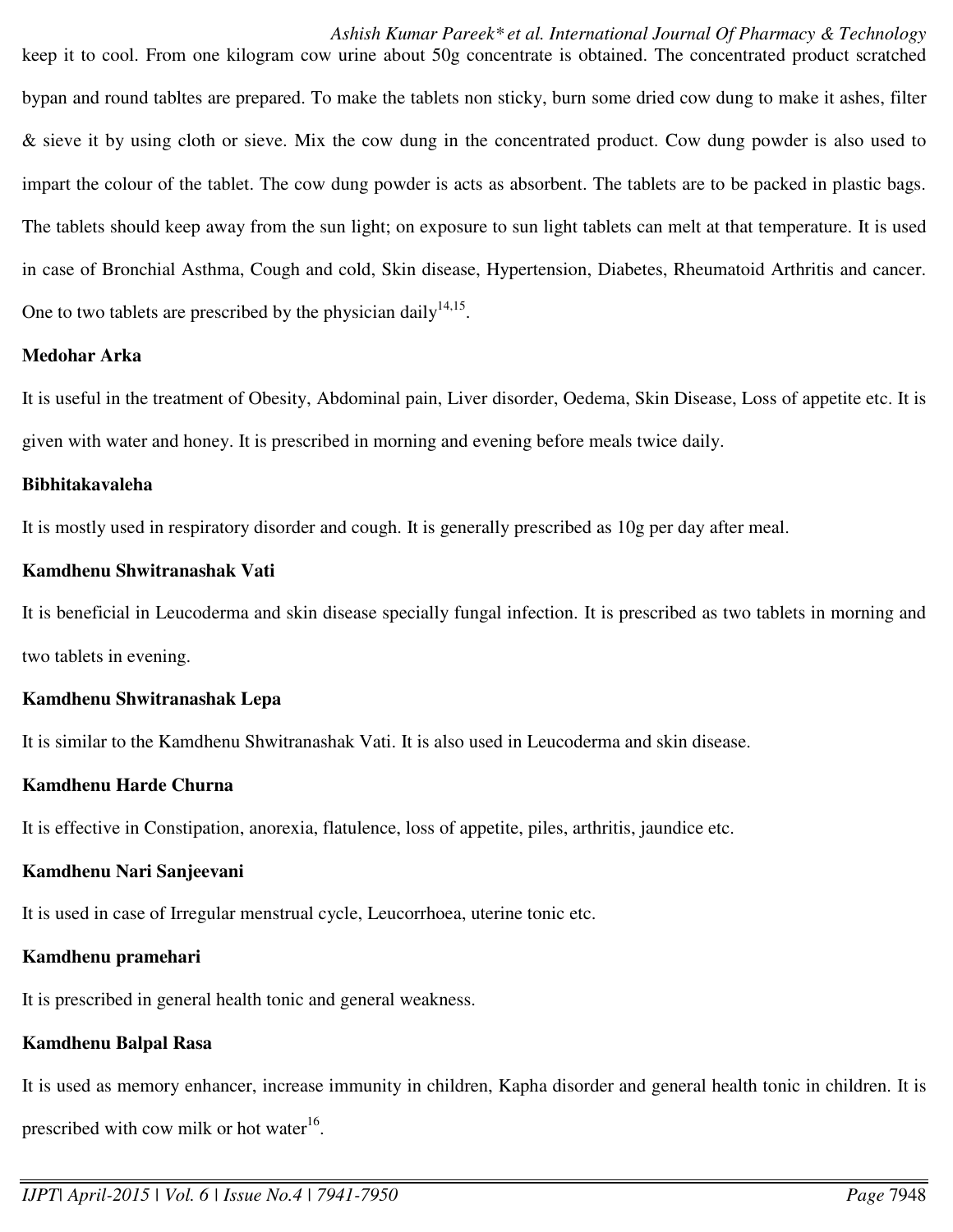keep it to cool. From one kilogram cow urine about 50g concentrate is obtained. The concentrated product scratched bypan and round tabltes are prepared. To make the tablets non sticky, burn some dried cow dung to make it ashes, filter & sieve it by using cloth or sieve. Mix the cow dung in the concentrated product. Cow dung powder is also used to impart the colour of the tablet. The cow dung powder is acts as absorbent. The tablets are to be packed in plastic bags. The tablets should keep away from the sun light; on exposure to sun light tablets can melt at that temperature. It is used in case of Bronchial Asthma, Cough and cold, Skin disease, Hypertension, Diabetes, Rheumatoid Arthritis and cancer. One to two tablets are prescribed by the physician daily[14,15].

**Medohar Arka**

It is useful in the treatment of Obesity, Abdominal pain, Liver disorder, Oedema, Skin Disease, Loss of appetite etc. It is given with water and honey. It is prescribed in morning and evening before meals twice daily.

**Bibhitakavaleha**

It is mostly used in respiratory disorder and cough. It is generally prescribed as 10g per day after meal.

**Kamdhenu Shwitranashak Vati**

It is beneficial in Leucoderma and skin disease specially fungal infection. It is prescribed as two tablets in morning and two tablets in evening.

**Kamdhenu Shwitranashak Lepa**

It is similar to the Kamdhenu Shwitranashak Vati. It is also used in Leucoderma and skin disease.

**Kamdhenu Harde Churna**

It is effective in Constipation, anorexia, flatulence, loss of appetite, piles, arthritis, jaundice etc.

**Kamdhenu Nari Sanjeevani**

It is used in case of Irregular menstrual cycle, Leucorrhoea, uterine tonic etc.

**Kamdhenu pramehari**

It is prescribed in general health tonic and general weakness.

**Kamdhenu Balpal Rasa**

It is used as memory enhancer, increase immunity in children, Kapha disorder and general health tonic in children. It is prescribed with cow milk or hot water[16].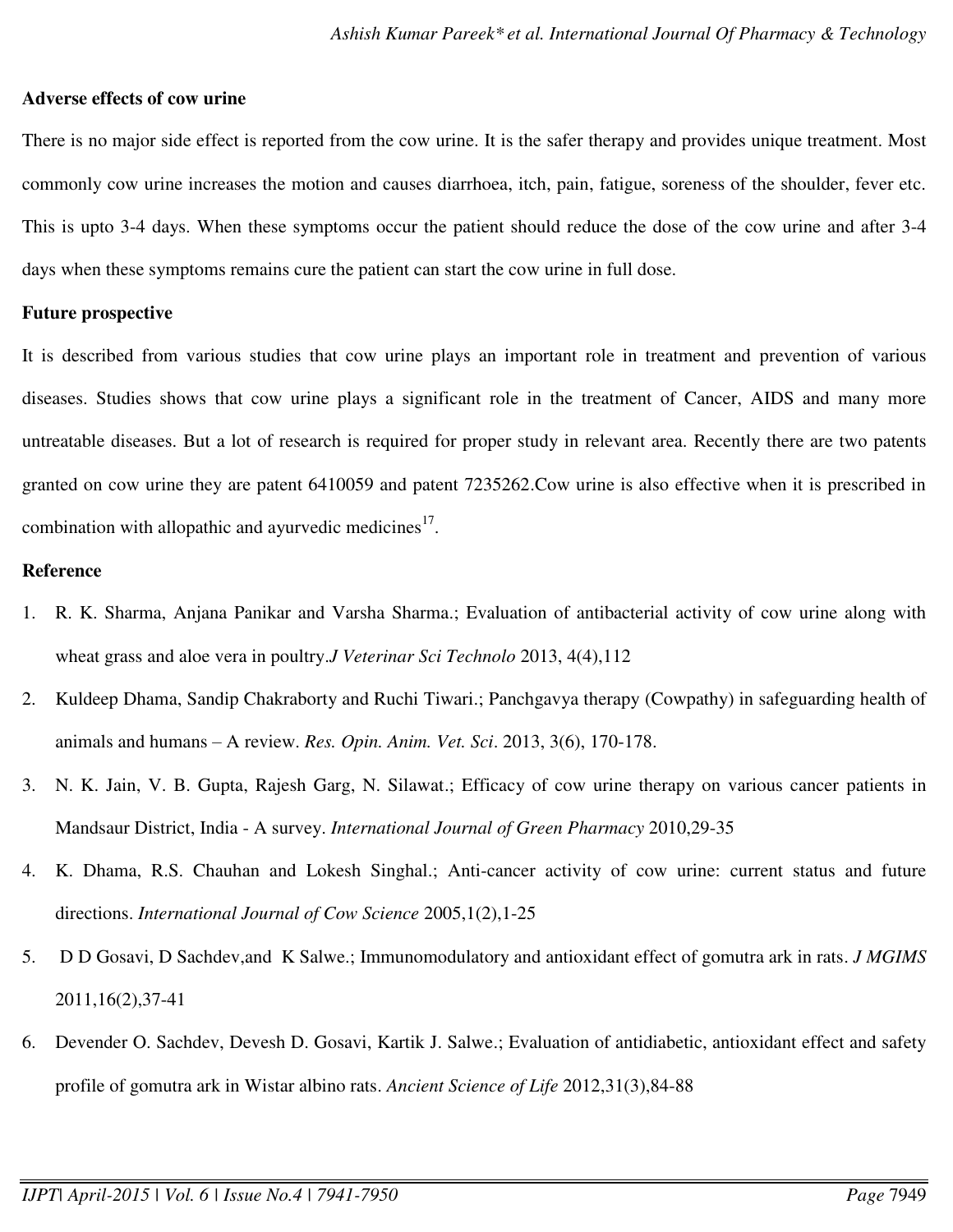**Adverse effects of cow urine**

There is no major side effect is reported from the cow urine. It is the safer therapy and provides unique treatment. Most commonly cow urine increases the motion and causes diarrhoea, itch, pain, fatigue, soreness of the shoulder, fever etc. This is upto 3-4 days. When these symptoms occur the patient should reduce the dose of the cow urine and after 3-4 days when these symptoms remains cure the patient can start the cow urine in full dose.

**Future prospective**

It is described from various studies that cow urine plays an important role in treatment and prevention of various diseases. Studies shows that cow urine plays a significant role in the treatment of Cancer, AIDS and many more untreatable diseases. But a lot of research is required for proper study in relevant area. Recently there are two patents granted on cow urine they are patent 6410059 and patent 7235262.Cow urine is also effective when it is prescribed in combination with allopathic and ayurvedic medicines[17].

**Reference**

1. R. K. Sharma, Anjana Panikar and Varsha Sharma.; Evaluation of antibacterial activity of cow urine along with wheat grass and aloe vera in poultry.*J Veterinar Sci Technolo* 2013, 4(4),112
2. Kuldeep Dhama, Sandip Chakraborty and Ruchi Tiwari.; Panchgavya therapy (Cowpathy) in safeguarding health of animals and humans – A review. *Res. Opin. Anim. Vet. Sci*. 2013, 3(6), 170-178.
3. N. K. Jain, V. B. Gupta, Rajesh Garg, N. Silawat.; Efficacy of cow urine therapy on various cancer patients in Mandsaur District, India - A survey. *International Journal of Green Pharmacy* 2010,29-35
4. K. Dhama, R.S. Chauhan and Lokesh Singhal.; Anti-cancer activity of cow urine: current status and future directions. *International Journal of Cow Science* 2005,1(2),1-25
5. D D Gosavi, D Sachdev,and K Salwe.; Immunomodulatory and antioxidant effect of gomutra ark in rats. *J MGIMS* 2011,16(2),37-41
6. Devender O. Sachdev, Devesh D. Gosavi, Kartik J. Salwe.; Evaluation of antidiabetic, antioxidant effect and safety profile of gomutra ark in Wistar albino rats. *Ancient Science of Life* 2012,31(3),84-88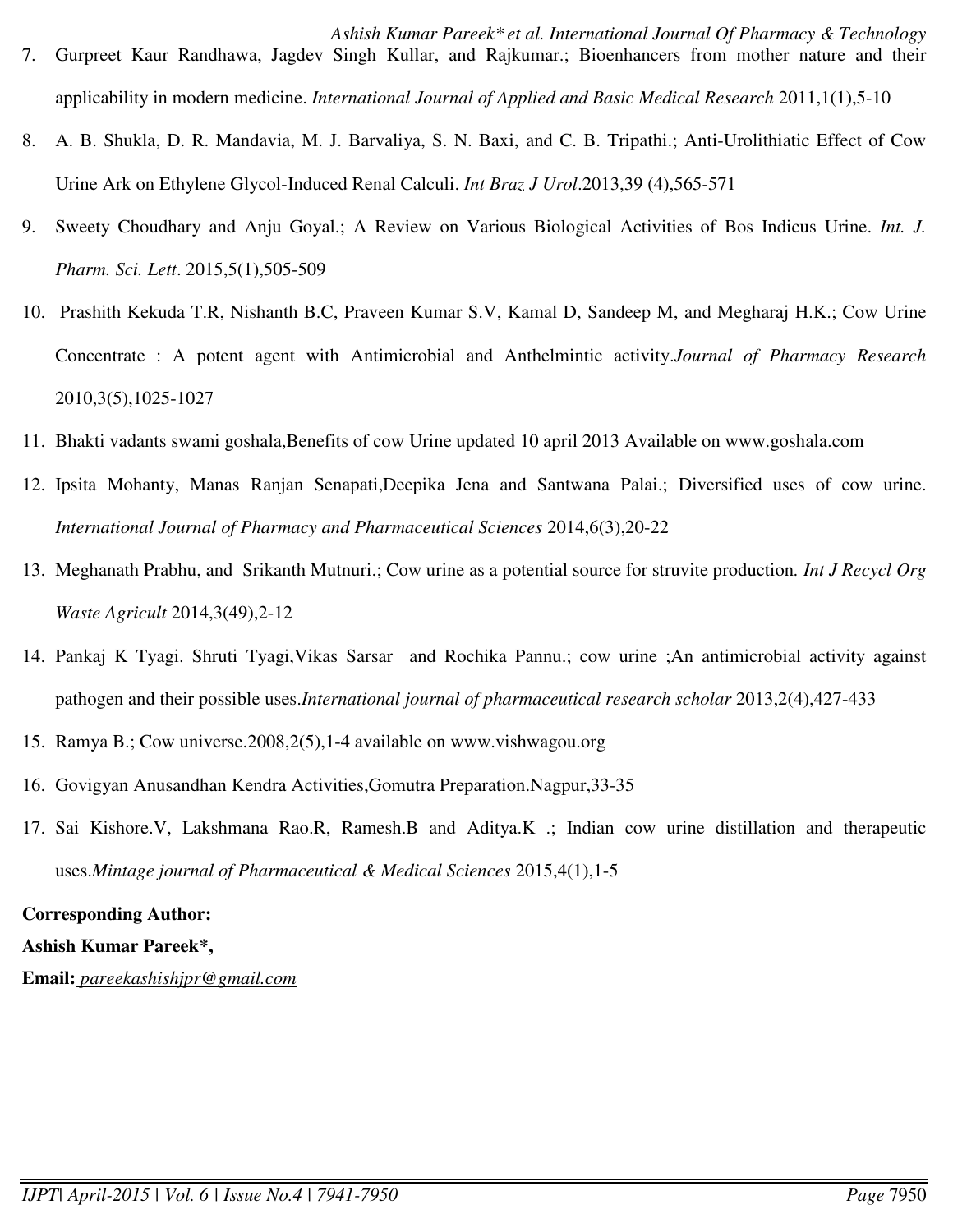7. Gurpreet Kaur Randhawa, Jagdev Singh Kullar, and Rajkumar.; Bioenhancers from mother nature and their applicability in modern medicine. *International Journal of Applied and Basic Medical Research* 2011,1(1),5-10
8. A. B. Shukla, D. R. Mandavia, M. J. Barvaliya, S. N. Baxi, and C. B. Tripathi.; Anti-Urolithiatic Effect of Cow Urine Ark on Ethylene Glycol-Induced Renal Calculi. *Int Braz J Urol*.2013,39 (4),565-571
9. Sweety Choudhary and Anju Goyal.; A Review on Various Biological Activities of Bos Indicus Urine. *Int. J. Pharm. Sci. Lett*. 2015,5(1),505-509
10. Prashith Kekuda T.R, Nishanth B.C, Praveen Kumar S.V, Kamal D, Sandeep M, and Megharaj H.K.; Cow Urine Concentrate : A potent agent with Antimicrobial and Anthelmintic activity.*Journal of Pharmacy Research* 2010,3(5),1025-1027
11. Bhakti vadants swami goshala,Benefits of cow Urine updated 10 april 2013 Available on www.goshala.com
12. Ipsita Mohanty, Manas Ranjan Senapati,Deepika Jena and Santwana Palai.; Diversified uses of cow urine. *International Journal of Pharmacy and Pharmaceutical Sciences* 2014,6(3),20-22
13. Meghanath Prabhu, and Srikanth Mutnuri.; Cow urine as a potential source for struvite production. *Int J Recycl Org Waste Agricult* 2014,3(49),2-12
14. Pankaj K Tyagi. Shruti Tyagi,Vikas Sarsar and Rochika Pannu.; cow urine ;An antimicrobial activity against pathogen and their possible uses.*International journal of pharmaceutical research scholar* 2013,2(4),427-433
15. Ramya B.; Cow universe.2008,2(5),1-4 available on www.vishwagou.org
16. Govigyan Anusandhan Kendra Activities,Gomutra Preparation.Nagpur,33-35
17. Sai Kishore.V, Lakshmana Rao.R, Ramesh.B and Aditya.K .; Indian cow urine distillation and therapeutic uses.*Mintage journal of Pharmaceutical & Medical Sciences* 2015,4(1),1-5

**Corresponding Author:**

**Ashish Kumar Pareek\*,**

**Email:** pareekashishjpr@gmail.com